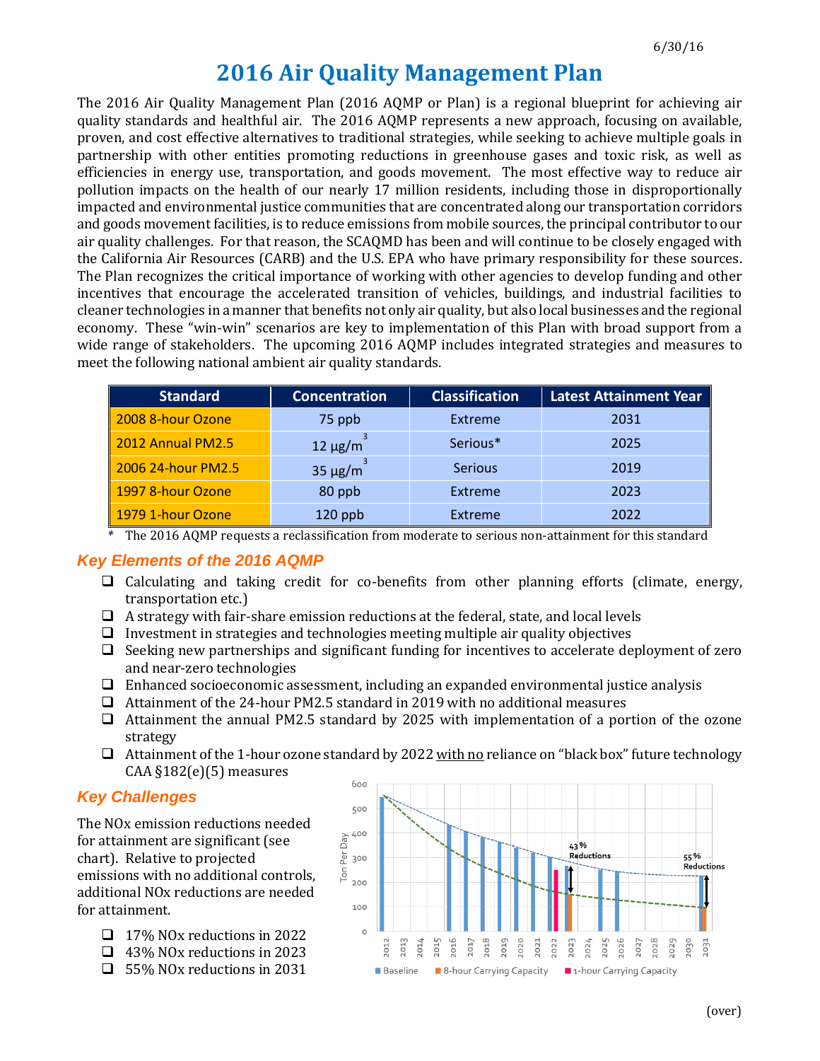# 2016 Air Quality Management Plan

The 2016 Air Quality Management Plan (2016 AQMP or Plan) is a regional blueprint for achieving air quality standards and healthful air. The 2016 AQMP represents a new approach, focusing on available, proven, and cost effective alternatives to traditional strategies, while seeking to achieve multiple goals in partnership with other entities promoting reductions in greenhouse gases and toxic risk, as well as efficiencies in energy use, transportation, and goods movement. The most effective way to reduce air pollution impacts on the health of our nearly 17 million residents, including those in disproportionally impacted and environmental justice communities that are concentrated along our transportation corridors and goods movement facilities, is to reduce emissions from mobile sources, the principal contributor to our air quality challenges. For that reason, the SCAQMD has been and will continue to be closely engaged with the California Air Resources (CARB) and the U.S. EPA who have primary responsibility for these sources. The Plan recognizes the critical importance of working with other agencies to develop funding and other incentives that encourage the accelerated transition of vehicles, buildings, and industrial facilities to cleaner technologies in a manner that benefits not only air quality, but also local businesses and the regional economy. These "win-win" scenarios are key to implementation of this Plan with broad support from a wide range of stakeholders. The upcoming 2016 AQMP includes integrated strategies and measures to meet the following national ambient air quality standards.

| Standard | Concentration | Classification | Latest Attainment Year |
|---|---|---|---|
| 2008 8-hour Ozone | 75 ppb | Extreme | 2031 |
| 2012 Annual PM2.5 | 12 $\mu g/m^3$ | Serious* | 2025 |
| 2006 24-hour PM2.5 | 35 $\mu g/m^3$ | Serious | 2019 |
| 1997 8-hour Ozone | 80 ppb | Extreme | 2023 |
| 1979 1-hour Ozone | 120 ppb | Extreme | 2022 |

\* The 2016 AQMP requests a reclassification from moderate to serious non-attainment for this standard

## Key Elements of the 2016 AQMP

- Calculating and taking credit for co-benefits from other planning efforts (climate, energy, transportation etc.)
- A strategy with fair-share emission reductions at the federal, state, and local levels
- Investment in strategies and technologies meeting multiple air quality objectives
- Seeking new partnerships and significant funding for incentives to accelerate deployment of zero and near-zero technologies
- Enhanced socioeconomic assessment, including an expanded environmental justice analysis
- Attainment of the 24-hour PM2.5 standard in 2019 with no additional measures
- Attainment the annual PM2.5 standard by 2025 with implementation of a portion of the ozone strategy
- Attainment of the 1-hour ozone standard by 2022 <u>with no</u> reliance on "black box" future technology CAA §182(e)(5) measures

## Key Challenges

The NOx emission reductions needed for attainment are significant (see chart). Relative to projected emissions with no additional controls, additional NOx reductions are needed for attainment.

- 17% NOx reductions in 2022
- 43% NOx reductions in 2023
- 55% NOx reductions in 2031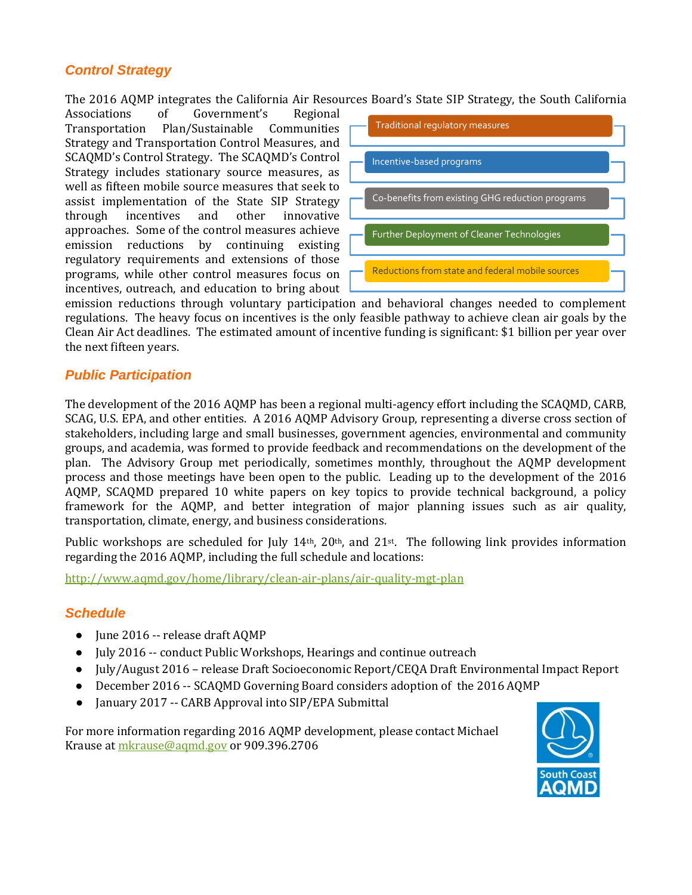## *Control Strategy*

The 2016 AQMP integrates the California Air Resources Board's State SIP Strategy, the South California Associations of Government's Regional Transportation Plan/Sustainable Communities Strategy and Transportation Control Measures, and SCAQMD's Control Strategy. The SCAQMD's Control Strategy includes stationary source measures, as well as fifteen mobile source measures that seek to assist implementation of the State SIP Strategy through incentives and other innovative approaches. Some of the control measures achieve emission reductions by continuing existing regulatory requirements and extensions of those programs, while other control measures focus on incentives, outreach, and education to bring about emission reductions through voluntary participation and behavioral changes needed to complement regulations. The heavy focus on incentives is the only feasible pathway to achieve clean air goals by the Clean Air Act deadlines. The estimated amount of incentive funding is significant: $1 billion per year over the next fifteen years.

Traditional regulatory measures

Incentive-based programs

Co-benefits from existing GHG reduction programs

Further Deployment of Cleaner Technologies

Reductions from state and federal mobile sources

## *Public Participation*

The development of the 2016 AQMP has been a regional multi-agency effort including the SCAQMD, CARB, SCAG, U.S. EPA, and other entities. A 2016 AQMP Advisory Group, representing a diverse cross section of stakeholders, including large and small businesses, government agencies, environmental and community groups, and academia, was formed to provide feedback and recommendations on the development of the plan. The Advisory Group met periodically, sometimes monthly, throughout the AQMP development process and those meetings have been open to the public. Leading up to the development of the 2016 AQMP, SCAQMD prepared 10 white papers on key topics to provide technical background, a policy framework for the AQMP, and better integration of major planning issues such as air quality, transportation, climate, energy, and business considerations.

Public workshops are scheduled for July 14th, 20th, and 21st. The following link provides information regarding the 2016 AQMP, including the full schedule and locations:

http://www.aqmd.gov/home/library/clean-air-plans/air-quality-mgt-plan

## *Schedule*

- June 2016 -- release draft AQMP
- July 2016 -- conduct Public Workshops, Hearings and continue outreach
- July/August 2016 – release Draft Socioeconomic Report/CEQA Draft Environmental Impact Report
- December 2016 -- SCAQMD Governing Board considers adoption of the 2016 AQMP
- January 2017 -- CARB Approval into SIP/EPA Submittal

For more information regarding 2016 AQMP development, please contact Michael Krause at mkrause@aqmd.gov or 909.396.2706